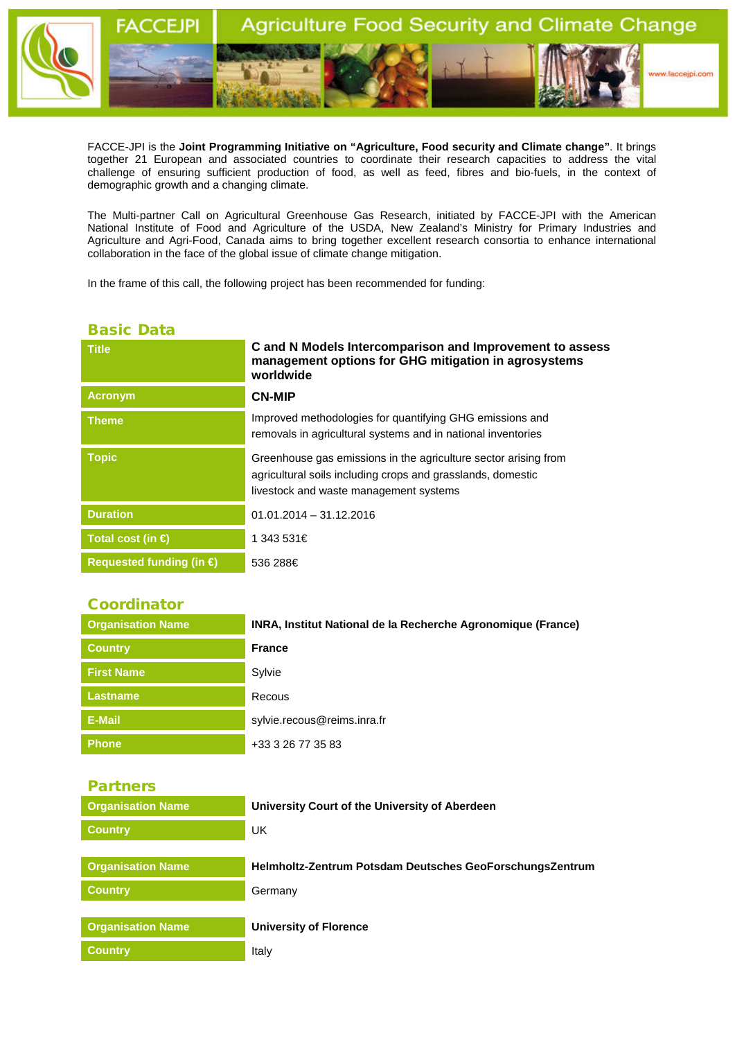FACCEJPI

Agriculture Food Security and Climate Change

www.faccejpi.com

FACCE-JPI is the **Joint Programming Initiative on "Agriculture, Food security and Climate change"**. It brings together 21 European and associated countries to coordinate their research capacities to address the vital challenge of ensuring sufficient production of food, as well as feed, fibres and bio-fuels, in the context of demographic growth and a changing climate.

The Multi-partner Call on Agricultural Greenhouse Gas Research, initiated by FACCE-JPI with the American National Institute of Food and Agriculture of the USDA, New Zealand's Ministry for Primary Industries and Agriculture and Agri-Food, Canada aims to bring together excellent research consortia to enhance international collaboration in the face of the global issue of climate change mitigation.

In the frame of this call, the following project has been recommended for funding:

## Basic Data

| | |
|---|---|
| Title | **C and N Models Intercomparison and Improvement to assess management options for GHG mitigation in agrosystems worldwide** |
| Acronym | **CN-MIP** |
| Theme | Improved methodologies for quantifying GHG emissions and removals in agricultural systems and in national inventories |
| Topic | Greenhouse gas emissions in the agriculture sector arising from agricultural soils including crops and grasslands, domestic livestock and waste management systems |
| Duration | 01.01.2014 – 31.12.2016 |
| Total cost (in €) | 1 343 531€ |
| Requested funding (in €) | 536 288€ |

## Coordinator

| | |
|---|---|
| Organisation Name | **INRA, Institut National de la Recherche Agronomique (France)** |
| Country | **France** |
| First Name | Sylvie |
| Lastname | Recous |
| E-Mail | sylvie.recous@reims.inra.fr |
| Phone | +33 3 26 77 35 83 |

## Partners

| | |
|---|---|
| Organisation Name | **University Court of the University of Aberdeen** |
| Country | UK |

| | |
|---|---|
| Organisation Name | **Helmholtz-Zentrum Potsdam Deutsches GeoForschungsZentrum** |
| Country | Germany |

| | |
|---|---|
| Organisation Name | **University of Florence** |
| Country | Italy |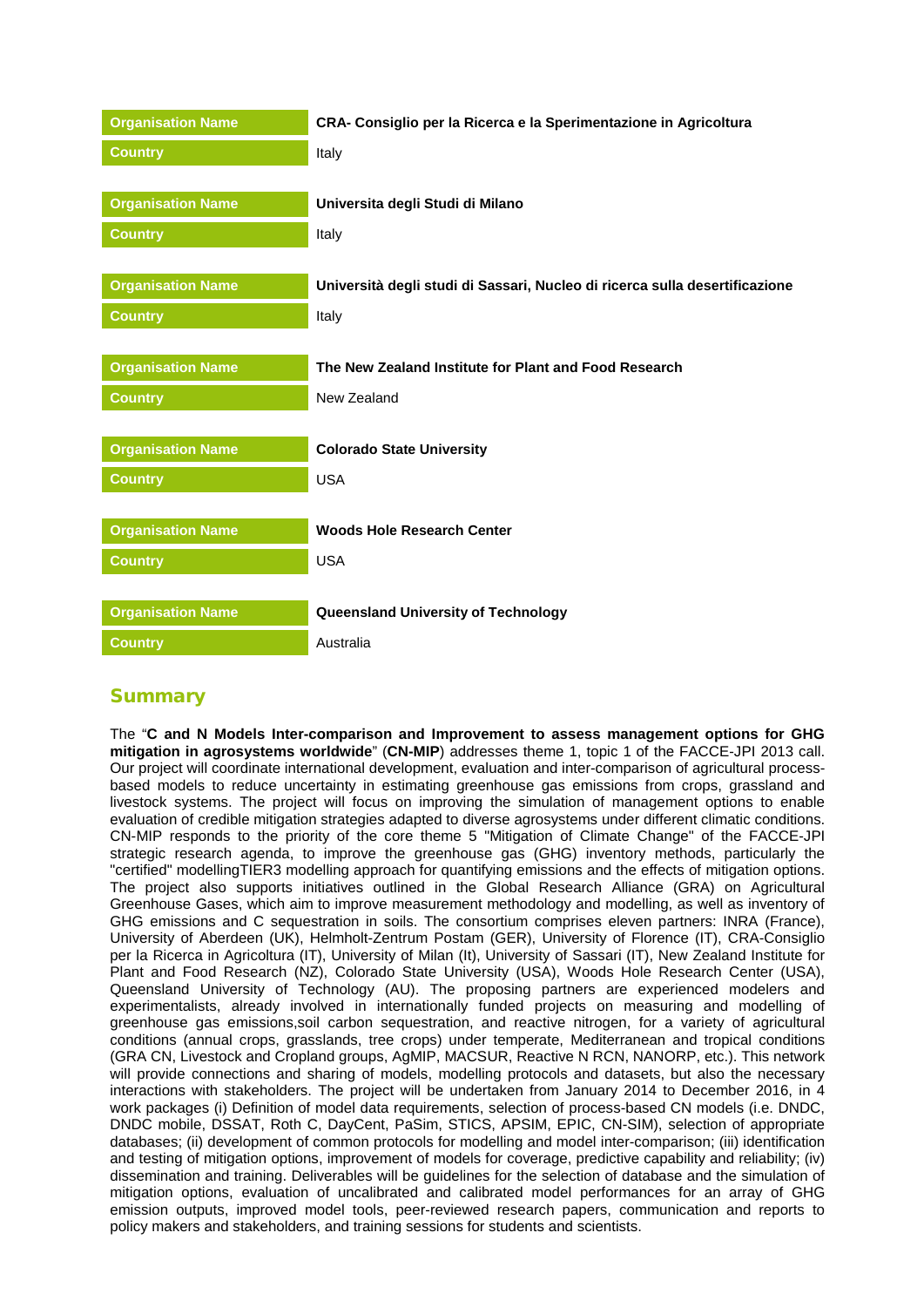| | |
|---|---|
| **Organisation Name** | **CRA- Consiglio per la Ricerca e la Sperimentazione in Agricoltura** |
| **Country** | Italy |

| | |
|---|---|
| **Organisation Name** | **Universita degli Studi di Milano** |
| **Country** | Italy |

| | |
|---|---|
| **Organisation Name** | **Università degli studi di Sassari, Nucleo di ricerca sulla desertificazione** |
| **Country** | Italy |

| | |
|---|---|
| **Organisation Name** | **The New Zealand Institute for Plant and Food Research** |
| **Country** | New Zealand |

| | |
|---|---|
| **Organisation Name** | **Colorado State University** |
| **Country** | USA |

| | |
|---|---|
| **Organisation Name** | **Woods Hole Research Center** |
| **Country** | USA |

| | |
|---|---|
| **Organisation Name** | **Queensland University of Technology** |
| **Country** | Australia |

## Summary

The "**C and N Models Inter-comparison and Improvement to assess management options for GHG mitigation in agrosystems worldwide**" (**CN-MIP**) addresses theme 1, topic 1 of the FACCE-JPI 2013 call. Our project will coordinate international development, evaluation and inter-comparison of agricultural process-based models to reduce uncertainty in estimating greenhouse gas emissions from crops, grassland and livestock systems. The project will focus on improving the simulation of management options to enable evaluation of credible mitigation strategies adapted to diverse agrosystems under different climatic conditions. CN-MIP responds to the priority of the core theme 5 "Mitigation of Climate Change" of the FACCE-JPI strategic research agenda, to improve the greenhouse gas (GHG) inventory methods, particularly the "certified" modellingTIER3 modelling approach for quantifying emissions and the effects of mitigation options. The project also supports initiatives outlined in the Global Research Alliance (GRA) on Agricultural Greenhouse Gases, which aim to improve measurement methodology and modelling, as well as inventory of GHG emissions and C sequestration in soils. The consortium comprises eleven partners: INRA (France), University of Aberdeen (UK), Helmholt-Zentrum Postam (GER), University of Florence (IT), CRA-Consiglio per la Ricerca in Agricoltura (IT), University of Milan (It), University of Sassari (IT), New Zealand Institute for Plant and Food Research (NZ), Colorado State University (USA), Woods Hole Research Center (USA), Queensland University of Technology (AU). The proposing partners are experienced modelers and experimentalists, already involved in internationally funded projects on measuring and modelling of greenhouse gas emissions,soil carbon sequestration, and reactive nitrogen, for a variety of agricultural conditions (annual crops, grasslands, tree crops) under temperate, Mediterranean and tropical conditions (GRA CN, Livestock and Cropland groups, AgMIP, MACSUR, Reactive N RCN, NANORP, etc.). This network will provide connections and sharing of models, modelling protocols and datasets, but also the necessary interactions with stakeholders. The project will be undertaken from January 2014 to December 2016, in 4 work packages (i) Definition of model data requirements, selection of process-based CN models (i.e. DNDC, DNDC mobile, DSSAT, Roth C, DayCent, PaSim, STICS, APSIM, EPIC, CN-SIM), selection of appropriate databases; (ii) development of common protocols for modelling and model inter-comparison; (iii) identification and testing of mitigation options, improvement of models for coverage, predictive capability and reliability; (iv) dissemination and training. Deliverables will be guidelines for the selection of database and the simulation of mitigation options, evaluation of uncalibrated and calibrated model performances for an array of GHG emission outputs, improved model tools, peer-reviewed research papers, communication and reports to policy makers and stakeholders, and training sessions for students and scientists.